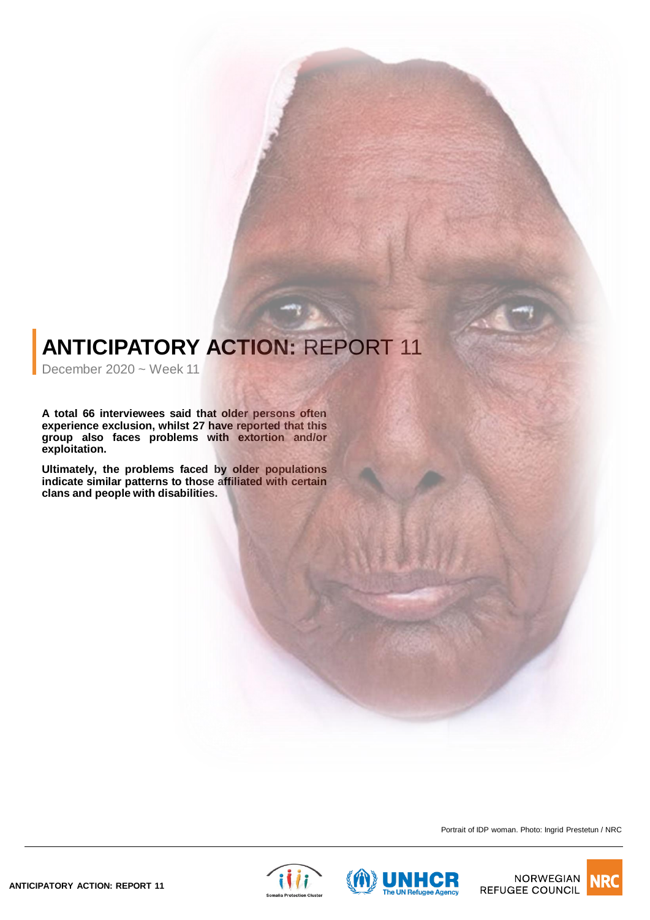# ANTICIPATORY ACTION: REPORT 11

December 2020 ~ Week 11

**A total 66 interviewees said that older persons often experience exclusion, whilst 27 have reported that this group also faces problems with extortion and/or exploitation.**

**Ultimately, the problems faced by older populations indicate similar patterns to those affiliated with certain clans and people with disabilities.**

Portrait of IDP woman. Photo: Ingrid Prestetun / NRC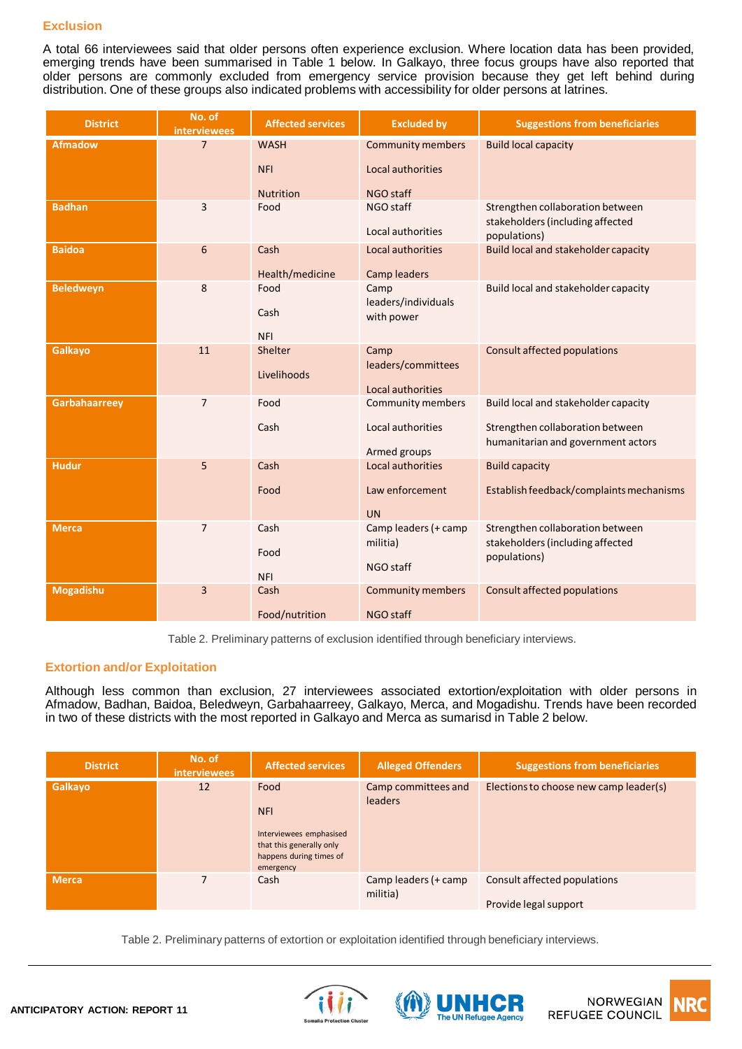### Exclusion

A total 66 interviewees said that older persons often experience exclusion. Where location data has been provided, emerging trends have been summarised in Table 1 below. In Galkayo, three focus groups have also reported that older persons are commonly excluded from emergency service provision because they get left behind during distribution. One of these groups also indicated problems with accessibility for older persons at latrines.

| District | No. of interviewees | Affected services | Excluded by | Suggestions from beneficiaries |
|---|---|---|---|---|
| Afmadow | 7 | WASH<br>NFI<br>Nutrition | Community members<br>Local authorities<br>NGO staff | Build local capacity |
| Badhan | 3 | Food | NGO staff<br>Local authorities | Strengthen collaboration between stakeholders (including affected populations) |
| Baidoa | 6 | Cash<br>Health/medicine | Local authorities<br>Camp leaders | Build local and stakeholder capacity |
| Beledweyn | 8 | Food<br>Cash<br>NFI | Camp leaders/individuals with power | Build local and stakeholder capacity |
| Galkayo | 11 | Shelter<br>Livelihoods | Camp leaders/committees<br>Local authorities | Consult affected populations |
| Garbahaarreey | 7 | Food<br>Cash | Community members<br>Local authorities<br>Armed groups | Build local and stakeholder capacity<br>Strengthen collaboration between humanitarian and government actors |
| Hudur | 5 | Cash<br>Food | Local authorities<br>Law enforcement<br>UN | Build capacity<br>Establish feedback/complaints mechanisms |
| Merca | 7 | Cash<br>Food<br>NFI | Camp leaders (+ camp militia)<br>NGO staff | Strengthen collaboration between stakeholders (including affected populations) |
| Mogadishu | 3 | Cash<br>Food/nutrition | Community members<br>NGO staff | Consult affected populations |

Table 2. Preliminary patterns of exclusion identified through beneficiary interviews.

### Extortion and/or Exploitation

Although less common than exclusion, 27 interviewees associated extortion/exploitation with older persons in Afmadow, Badhan, Baidoa, Beledweyn, Garbahaarreey, Galkayo, Merca, and Mogadishu. Trends have been recorded in two of these districts with the most reported in Galkayo and Merca as sumarisd in Table 2 below.

| District | No. of interviewees | Affected services | Alleged Offenders | Suggestions from beneficiaries |
|---|---|---|---|---|
| Galkayo | 12 | Food<br>NFI<br>Interviewees emphasised that this generally only happens during times of emergency | Camp committees and leaders | Elections to choose new camp leader(s) |
| Merca | 7 | Cash | Camp leaders (+ camp militia) | Consult affected populations<br>Provide legal support |

Table 2. Preliminary patterns of extortion or exploitation identified through beneficiary interviews.